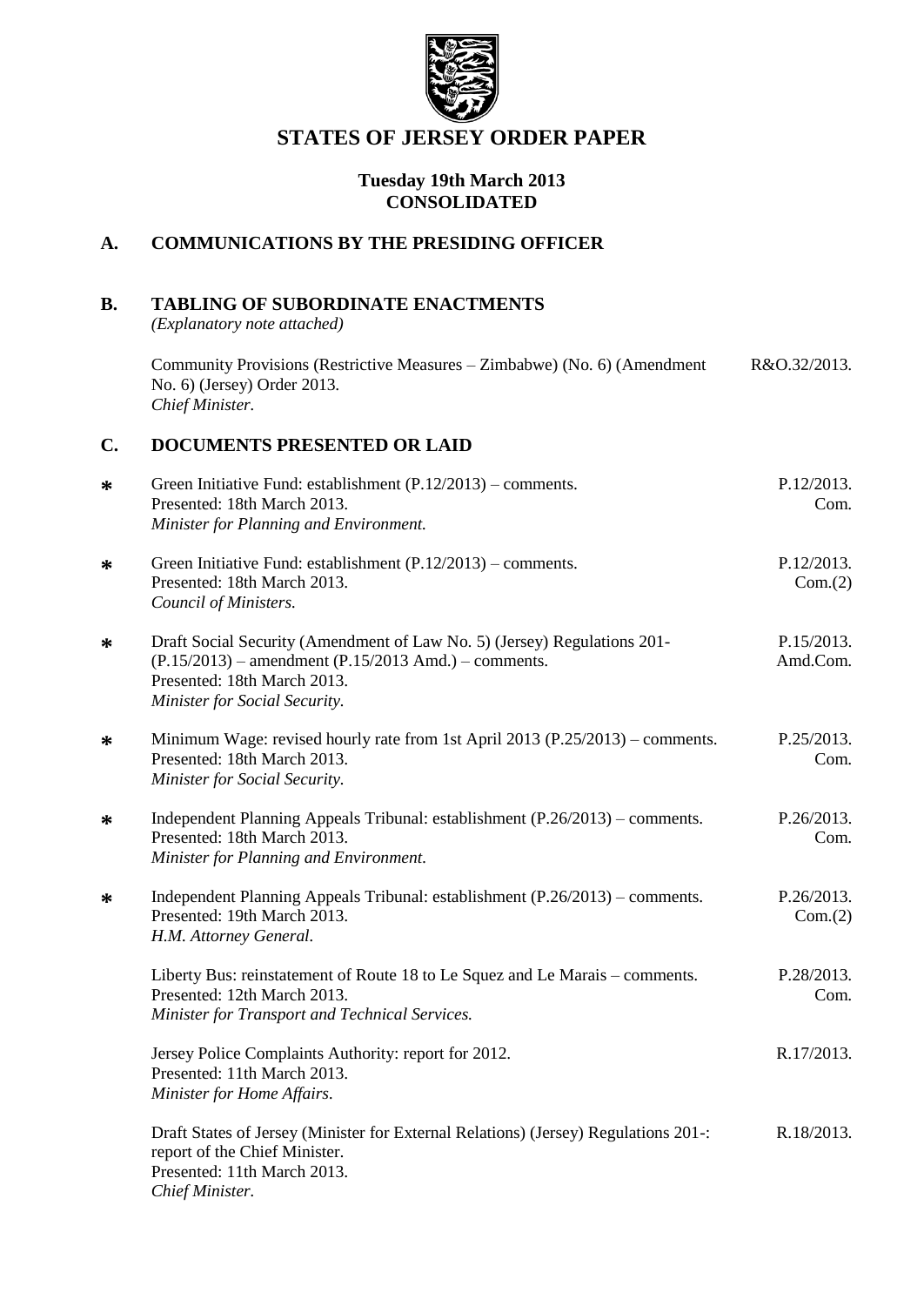# STATES OF JERSEY ORDER PAPER

**Tuesday 19th March 2013**
**CONSOLIDATED**

## A. COMMUNICATIONS BY THE PRESIDING OFFICER

## B. TABLING OF SUBORDINATE ENACTMENTS

*(Explanatory note attached)*

Community Provisions (Restrictive Measures – Zimbabwe) (No. 6) (Amendment No. 6) (Jersey) Order 2013. — R&O.32/2013.
*Chief Minister.*

## C. DOCUMENTS PRESENTED OR LAID

∗ Green Initiative Fund: establishment (P.12/2013) – comments. — P.12/2013. Com.
Presented: 18th March 2013.
*Minister for Planning and Environment.*

∗ Green Initiative Fund: establishment (P.12/2013) – comments. — P.12/2013. Com.(2)
Presented: 18th March 2013.
*Council of Ministers.*

∗ Draft Social Security (Amendment of Law No. 5) (Jersey) Regulations 201- (P.15/2013) – amendment (P.15/2013 Amd.) – comments. — P.15/2013. Amd.Com.
Presented: 18th March 2013.
*Minister for Social Security.*

∗ Minimum Wage: revised hourly rate from 1st April 2013 (P.25/2013) – comments. — P.25/2013. Com.
Presented: 18th March 2013.
*Minister for Social Security.*

∗ Independent Planning Appeals Tribunal: establishment (P.26/2013) – comments. — P.26/2013. Com.
Presented: 18th March 2013.
*Minister for Planning and Environment.*

∗ Independent Planning Appeals Tribunal: establishment (P.26/2013) – comments. — P.26/2013. Com.(2)
Presented: 19th March 2013.
*H.M. Attorney General.*

Liberty Bus: reinstatement of Route 18 to Le Squez and Le Marais – comments. — P.28/2013. Com.
Presented: 12th March 2013.
*Minister for Transport and Technical Services.*

Jersey Police Complaints Authority: report for 2012. — R.17/2013.
Presented: 11th March 2013.
*Minister for Home Affairs.*

Draft States of Jersey (Minister for External Relations) (Jersey) Regulations 201-: report of the Chief Minister. — R.18/2013.
Presented: 11th March 2013.
*Chief Minister.*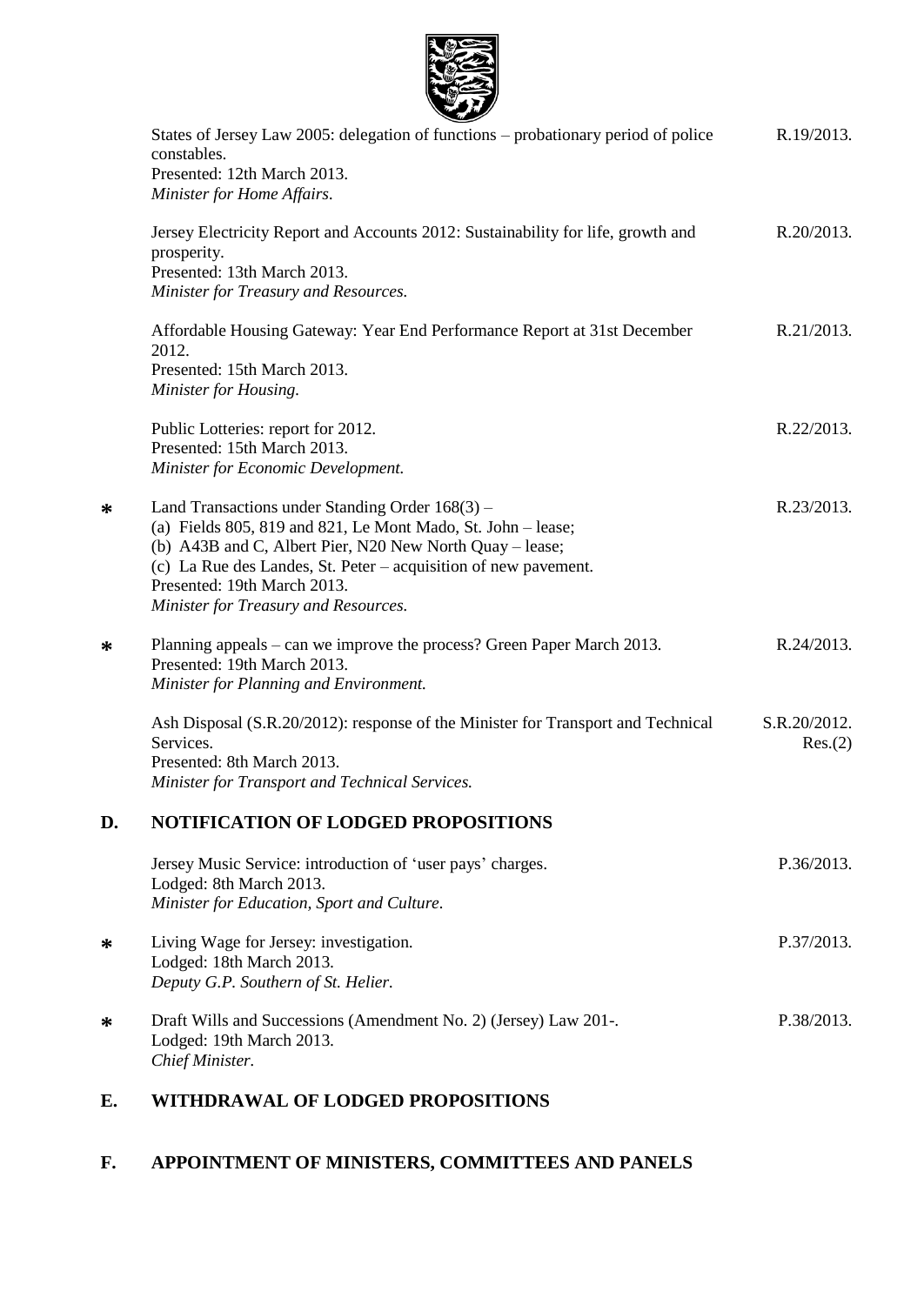States of Jersey Law 2005: delegation of functions – probationary period of police constables.
Presented: 12th March 2013.
*Minister for Home Affairs.*
R.19/2013.

Jersey Electricity Report and Accounts 2012: Sustainability for life, growth and prosperity.
Presented: 13th March 2013.
*Minister for Treasury and Resources.*
R.20/2013.

Affordable Housing Gateway: Year End Performance Report at 31st December 2012.
Presented: 15th March 2013.
*Minister for Housing.*
R.21/2013.

Public Lotteries: report for 2012.
Presented: 15th March 2013.
*Minister for Economic Development.*
R.22/2013.

\* Land Transactions under Standing Order 168(3) –
(a) Fields 805, 819 and 821, Le Mont Mado, St. John – lease;
(b) A43B and C, Albert Pier, N20 New North Quay – lease;
(c) La Rue des Landes, St. Peter – acquisition of new pavement.
Presented: 19th March 2013.
*Minister for Treasury and Resources.*
R.23/2013.

\* Planning appeals – can we improve the process? Green Paper March 2013.
Presented: 19th March 2013.
*Minister for Planning and Environment.*
R.24/2013.

Ash Disposal (S.R.20/2012): response of the Minister for Transport and Technical Services.
Presented: 8th March 2013.
*Minister for Transport and Technical Services.*
S.R.20/2012. Res.(2)

## D. NOTIFICATION OF LODGED PROPOSITIONS

Jersey Music Service: introduction of 'user pays' charges.
Lodged: 8th March 2013.
*Minister for Education, Sport and Culture.*
P.36/2013.

\* Living Wage for Jersey: investigation.
Lodged: 18th March 2013.
*Deputy G.P. Southern of St. Helier.*
P.37/2013.

\* Draft Wills and Successions (Amendment No. 2) (Jersey) Law 201-.
Lodged: 19th March 2013.
*Chief Minister.*
P.38/2013.

## E. WITHDRAWAL OF LODGED PROPOSITIONS

## F. APPOINTMENT OF MINISTERS, COMMITTEES AND PANELS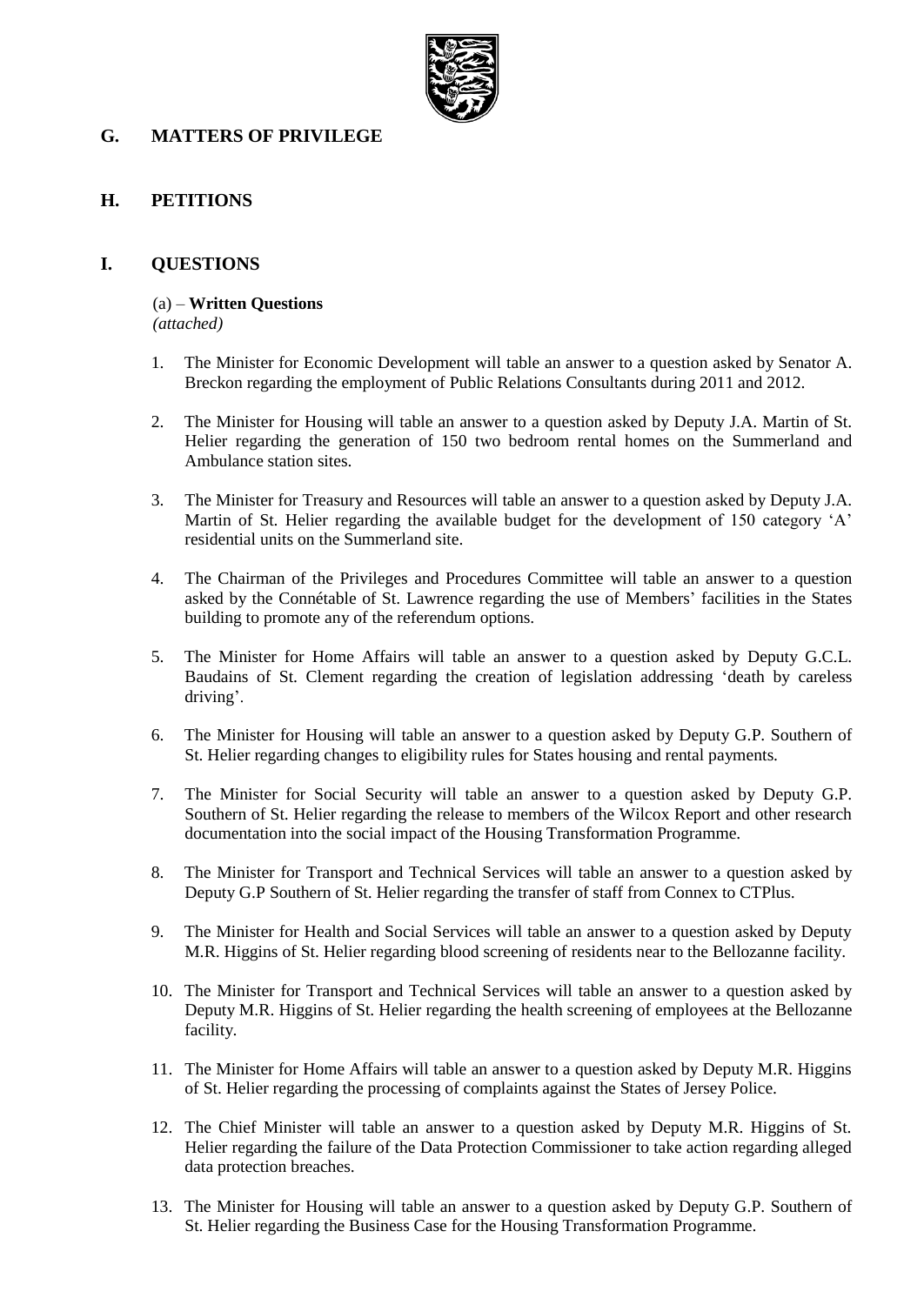## G. MATTERS OF PRIVILEGE

## H. PETITIONS

## I. QUESTIONS

(a) – **Written Questions**
*(attached)*

1. The Minister for Economic Development will table an answer to a question asked by Senator A. Breckon regarding the employment of Public Relations Consultants during 2011 and 2012.

2. The Minister for Housing will table an answer to a question asked by Deputy J.A. Martin of St. Helier regarding the generation of 150 two bedroom rental homes on the Summerland and Ambulance station sites.

3. The Minister for Treasury and Resources will table an answer to a question asked by Deputy J.A. Martin of St. Helier regarding the available budget for the development of 150 category 'A' residential units on the Summerland site.

4. The Chairman of the Privileges and Procedures Committee will table an answer to a question asked by the Connétable of St. Lawrence regarding the use of Members' facilities in the States building to promote any of the referendum options.

5. The Minister for Home Affairs will table an answer to a question asked by Deputy G.C.L. Baudains of St. Clement regarding the creation of legislation addressing 'death by careless driving'.

6. The Minister for Housing will table an answer to a question asked by Deputy G.P. Southern of St. Helier regarding changes to eligibility rules for States housing and rental payments.

7. The Minister for Social Security will table an answer to a question asked by Deputy G.P. Southern of St. Helier regarding the release to members of the Wilcox Report and other research documentation into the social impact of the Housing Transformation Programme.

8. The Minister for Transport and Technical Services will table an answer to a question asked by Deputy G.P Southern of St. Helier regarding the transfer of staff from Connex to CTPlus.

9. The Minister for Health and Social Services will table an answer to a question asked by Deputy M.R. Higgins of St. Helier regarding blood screening of residents near to the Bellozanne facility.

10. The Minister for Transport and Technical Services will table an answer to a question asked by Deputy M.R. Higgins of St. Helier regarding the health screening of employees at the Bellozanne facility.

11. The Minister for Home Affairs will table an answer to a question asked by Deputy M.R. Higgins of St. Helier regarding the processing of complaints against the States of Jersey Police.

12. The Chief Minister will table an answer to a question asked by Deputy M.R. Higgins of St. Helier regarding the failure of the Data Protection Commissioner to take action regarding alleged data protection breaches.

13. The Minister for Housing will table an answer to a question asked by Deputy G.P. Southern of St. Helier regarding the Business Case for the Housing Transformation Programme.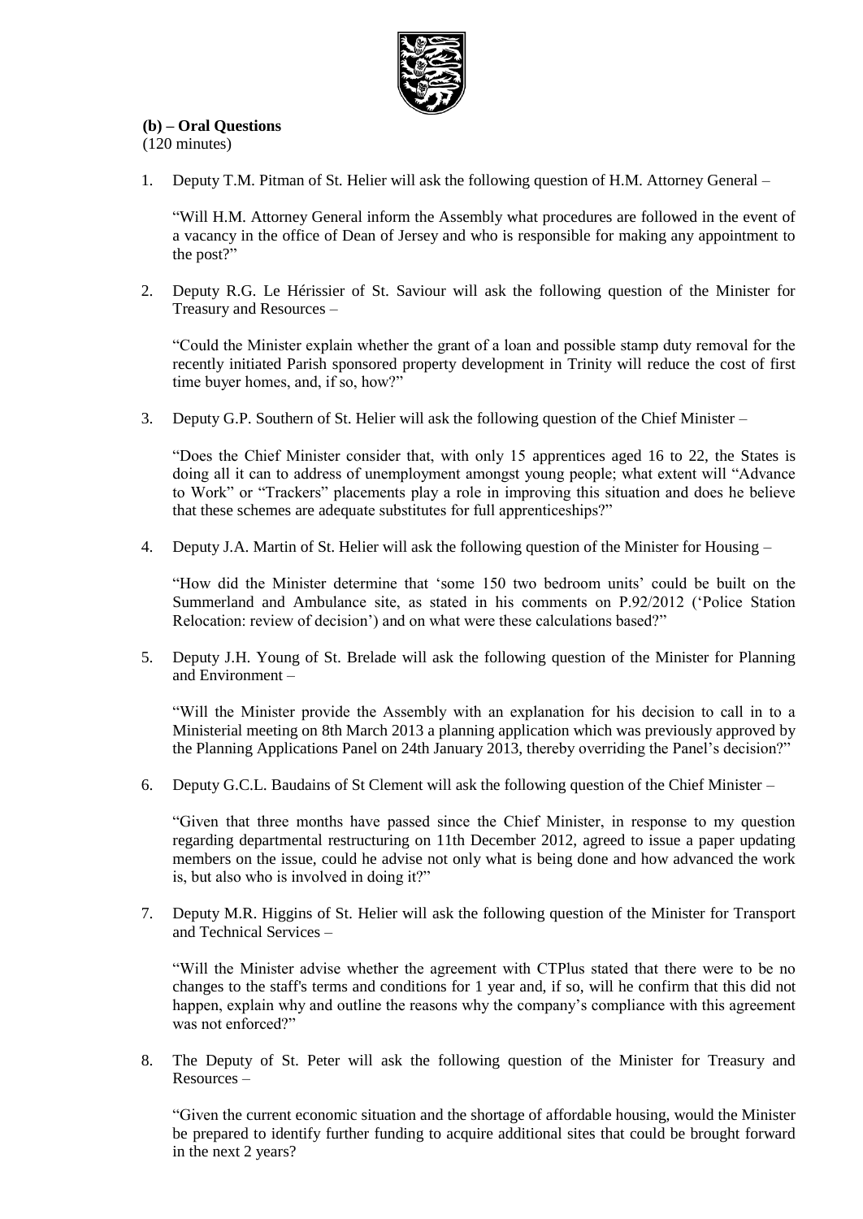**(b) – Oral Questions**
(120 minutes)

1. Deputy T.M. Pitman of St. Helier will ask the following question of H.M. Attorney General –

   "Will H.M. Attorney General inform the Assembly what procedures are followed in the event of a vacancy in the office of Dean of Jersey and who is responsible for making any appointment to the post?"

2. Deputy R.G. Le Hérissier of St. Saviour will ask the following question of the Minister for Treasury and Resources –

   "Could the Minister explain whether the grant of a loan and possible stamp duty removal for the recently initiated Parish sponsored property development in Trinity will reduce the cost of first time buyer homes, and, if so, how?"

3. Deputy G.P. Southern of St. Helier will ask the following question of the Chief Minister –

   "Does the Chief Minister consider that, with only 15 apprentices aged 16 to 22, the States is doing all it can to address of unemployment amongst young people; what extent will "Advance to Work" or "Trackers" placements play a role in improving this situation and does he believe that these schemes are adequate substitutes for full apprenticeships?"

4. Deputy J.A. Martin of St. Helier will ask the following question of the Minister for Housing –

   "How did the Minister determine that 'some 150 two bedroom units' could be built on the Summerland and Ambulance site, as stated in his comments on P.92/2012 ('Police Station Relocation: review of decision') and on what were these calculations based?"

5. Deputy J.H. Young of St. Brelade will ask the following question of the Minister for Planning and Environment –

   "Will the Minister provide the Assembly with an explanation for his decision to call in to a Ministerial meeting on 8th March 2013 a planning application which was previously approved by the Planning Applications Panel on 24th January 2013, thereby overriding the Panel's decision?"

6. Deputy G.C.L. Baudains of St Clement will ask the following question of the Chief Minister –

   "Given that three months have passed since the Chief Minister, in response to my question regarding departmental restructuring on 11th December 2012, agreed to issue a paper updating members on the issue, could he advise not only what is being done and how advanced the work is, but also who is involved in doing it?"

7. Deputy M.R. Higgins of St. Helier will ask the following question of the Minister for Transport and Technical Services –

   "Will the Minister advise whether the agreement with CTPlus stated that there were to be no changes to the staff's terms and conditions for 1 year and, if so, will he confirm that this did not happen, explain why and outline the reasons why the company's compliance with this agreement was not enforced?"

8. The Deputy of St. Peter will ask the following question of the Minister for Treasury and Resources –

   "Given the current economic situation and the shortage of affordable housing, would the Minister be prepared to identify further funding to acquire additional sites that could be brought forward in the next 2 years?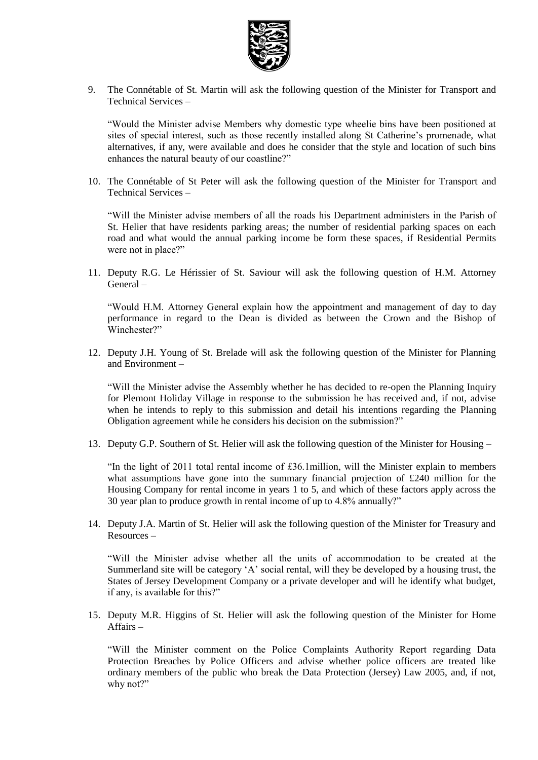9. The Connétable of St. Martin will ask the following question of the Minister for Transport and Technical Services –

   "Would the Minister advise Members why domestic type wheelie bins have been positioned at sites of special interest, such as those recently installed along St Catherine's promenade, what alternatives, if any, were available and does he consider that the style and location of such bins enhances the natural beauty of our coastline?"

10. The Connétable of St Peter will ask the following question of the Minister for Transport and Technical Services –

    "Will the Minister advise members of all the roads his Department administers in the Parish of St. Helier that have residents parking areas; the number of residential parking spaces on each road and what would the annual parking income be form these spaces, if Residential Permits were not in place?"

11. Deputy R.G. Le Hérissier of St. Saviour will ask the following question of H.M. Attorney General –

    "Would H.M. Attorney General explain how the appointment and management of day to day performance in regard to the Dean is divided as between the Crown and the Bishop of Winchester?"

12. Deputy J.H. Young of St. Brelade will ask the following question of the Minister for Planning and Environment –

    "Will the Minister advise the Assembly whether he has decided to re-open the Planning Inquiry for Plemont Holiday Village in response to the submission he has received and, if not, advise when he intends to reply to this submission and detail his intentions regarding the Planning Obligation agreement while he considers his decision on the submission?"

13. Deputy G.P. Southern of St. Helier will ask the following question of the Minister for Housing –

    "In the light of 2011 total rental income of £36.1million, will the Minister explain to members what assumptions have gone into the summary financial projection of £240 million for the Housing Company for rental income in years 1 to 5, and which of these factors apply across the 30 year plan to produce growth in rental income of up to 4.8% annually?"

14. Deputy J.A. Martin of St. Helier will ask the following question of the Minister for Treasury and Resources –

    "Will the Minister advise whether all the units of accommodation to be created at the Summerland site will be category 'A' social rental, will they be developed by a housing trust, the States of Jersey Development Company or a private developer and will he identify what budget, if any, is available for this?"

15. Deputy M.R. Higgins of St. Helier will ask the following question of the Minister for Home Affairs –

    "Will the Minister comment on the Police Complaints Authority Report regarding Data Protection Breaches by Police Officers and advise whether police officers are treated like ordinary members of the public who break the Data Protection (Jersey) Law 2005, and, if not, why not?"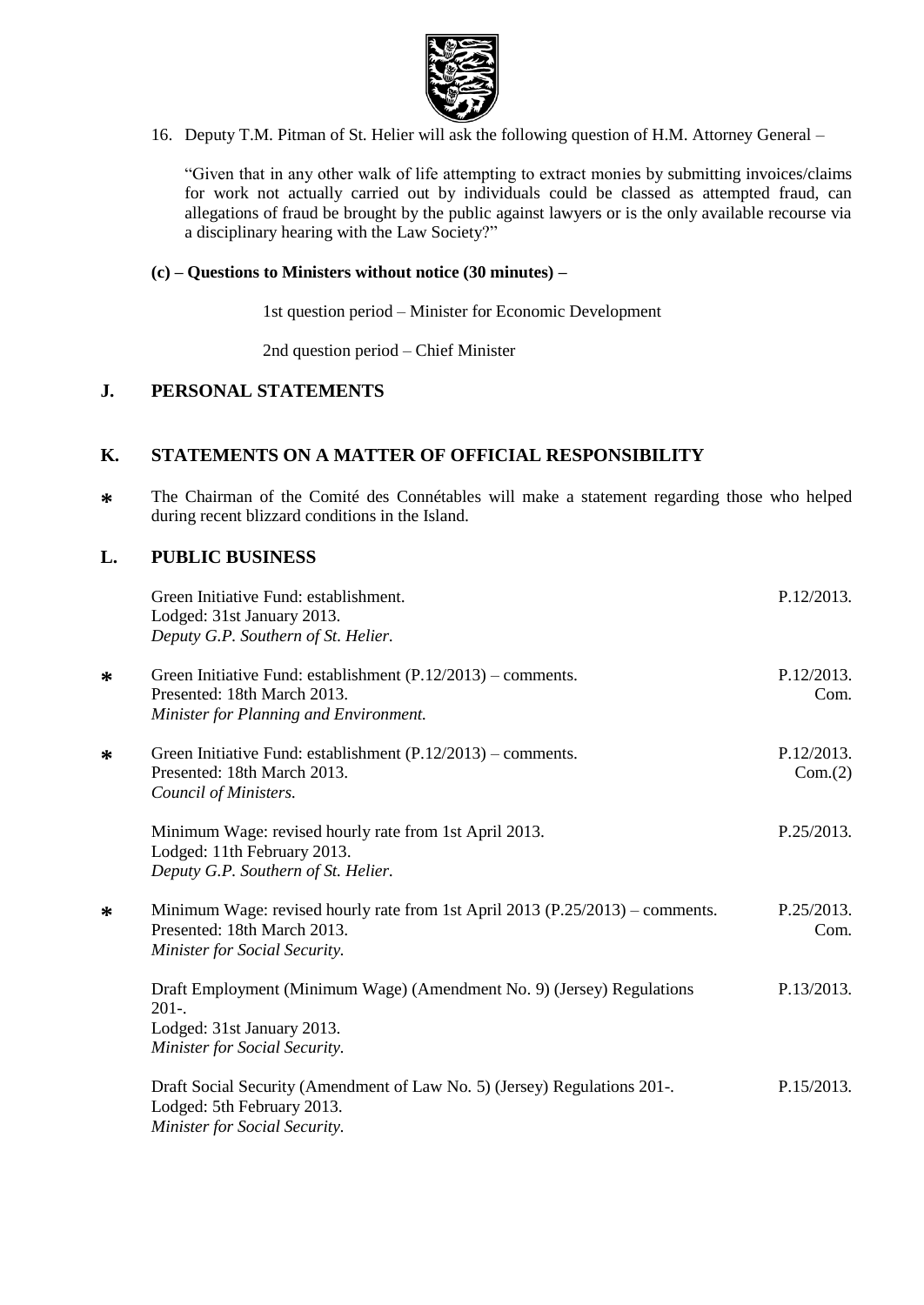16. Deputy T.M. Pitman of St. Helier will ask the following question of H.M. Attorney General –

"Given that in any other walk of life attempting to extract monies by submitting invoices/claims for work not actually carried out by individuals could be classed as attempted fraud, can allegations of fraud be brought by the public against lawyers or is the only available recourse via a disciplinary hearing with the Law Society?"

**(c) – Questions to Ministers without notice (30 minutes) –**

1st question period – Minister for Economic Development

2nd question period – Chief Minister

## J. PERSONAL STATEMENTS

## K. STATEMENTS ON A MATTER OF OFFICIAL RESPONSIBILITY

∗ The Chairman of the Comité des Connétables will make a statement regarding those who helped during recent blizzard conditions in the Island.

## L. PUBLIC BUSINESS

Green Initiative Fund: establishment. — P.12/2013.
Lodged: 31st January 2013.
*Deputy G.P. Southern of St. Helier.*

∗ Green Initiative Fund: establishment (P.12/2013) – comments. — P.12/2013. Com.
Presented: 18th March 2013.
*Minister for Planning and Environment.*

∗ Green Initiative Fund: establishment (P.12/2013) – comments. — P.12/2013. Com.(2)
Presented: 18th March 2013.
*Council of Ministers.*

Minimum Wage: revised hourly rate from 1st April 2013. — P.25/2013.
Lodged: 11th February 2013.
*Deputy G.P. Southern of St. Helier.*

∗ Minimum Wage: revised hourly rate from 1st April 2013 (P.25/2013) – comments. — P.25/2013. Com.
Presented: 18th March 2013.
*Minister for Social Security.*

Draft Employment (Minimum Wage) (Amendment No. 9) (Jersey) Regulations 201-. — P.13/2013.
Lodged: 31st January 2013.
*Minister for Social Security.*

Draft Social Security (Amendment of Law No. 5) (Jersey) Regulations 201-. — P.15/2013.
Lodged: 5th February 2013.
*Minister for Social Security.*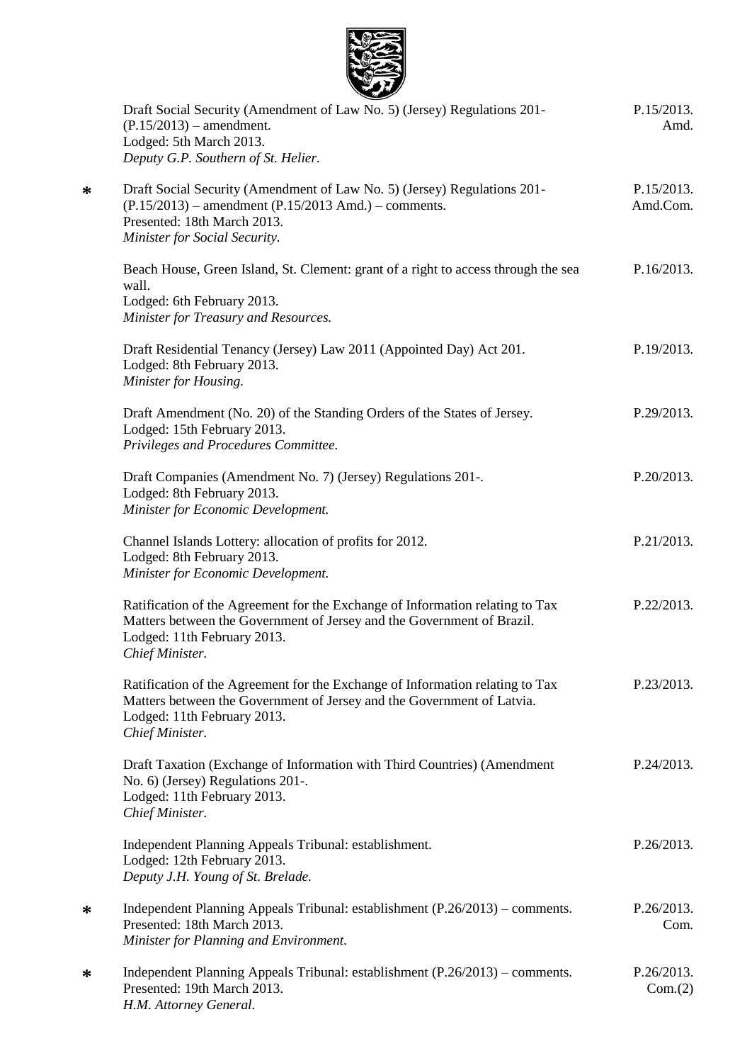Draft Social Security (Amendment of Law No. 5) (Jersey) Regulations 201- (P.15/2013) – amendment.
Lodged: 5th March 2013.
*Deputy G.P. Southern of St. Helier.*
P.15/2013. Amd.

* Draft Social Security (Amendment of Law No. 5) (Jersey) Regulations 201- (P.15/2013) – amendment (P.15/2013 Amd.) – comments.
Presented: 18th March 2013.
*Minister for Social Security.*
P.15/2013. Amd.Com.

Beach House, Green Island, St. Clement: grant of a right to access through the sea wall.
Lodged: 6th February 2013.
*Minister for Treasury and Resources.*
P.16/2013.

Draft Residential Tenancy (Jersey) Law 2011 (Appointed Day) Act 201.
Lodged: 8th February 2013.
*Minister for Housing.*
P.19/2013.

Draft Amendment (No. 20) of the Standing Orders of the States of Jersey.
Lodged: 15th February 2013.
*Privileges and Procedures Committee.*
P.29/2013.

Draft Companies (Amendment No. 7) (Jersey) Regulations 201-.
Lodged: 8th February 2013.
*Minister for Economic Development.*
P.20/2013.

Channel Islands Lottery: allocation of profits for 2012.
Lodged: 8th February 2013.
*Minister for Economic Development.*
P.21/2013.

Ratification of the Agreement for the Exchange of Information relating to Tax Matters between the Government of Jersey and the Government of Brazil.
Lodged: 11th February 2013.
*Chief Minister.*
P.22/2013.

Ratification of the Agreement for the Exchange of Information relating to Tax Matters between the Government of Jersey and the Government of Latvia.
Lodged: 11th February 2013.
*Chief Minister.*
P.23/2013.

Draft Taxation (Exchange of Information with Third Countries) (Amendment No. 6) (Jersey) Regulations 201-.
Lodged: 11th February 2013.
*Chief Minister.*
P.24/2013.

Independent Planning Appeals Tribunal: establishment.
Lodged: 12th February 2013.
*Deputy J.H. Young of St. Brelade.*
P.26/2013.

* Independent Planning Appeals Tribunal: establishment (P.26/2013) – comments.
Presented: 18th March 2013.
*Minister for Planning and Environment.*
P.26/2013. Com.

* Independent Planning Appeals Tribunal: establishment (P.26/2013) – comments.
Presented: 19th March 2013.
*H.M. Attorney General.*
P.26/2013. Com.(2)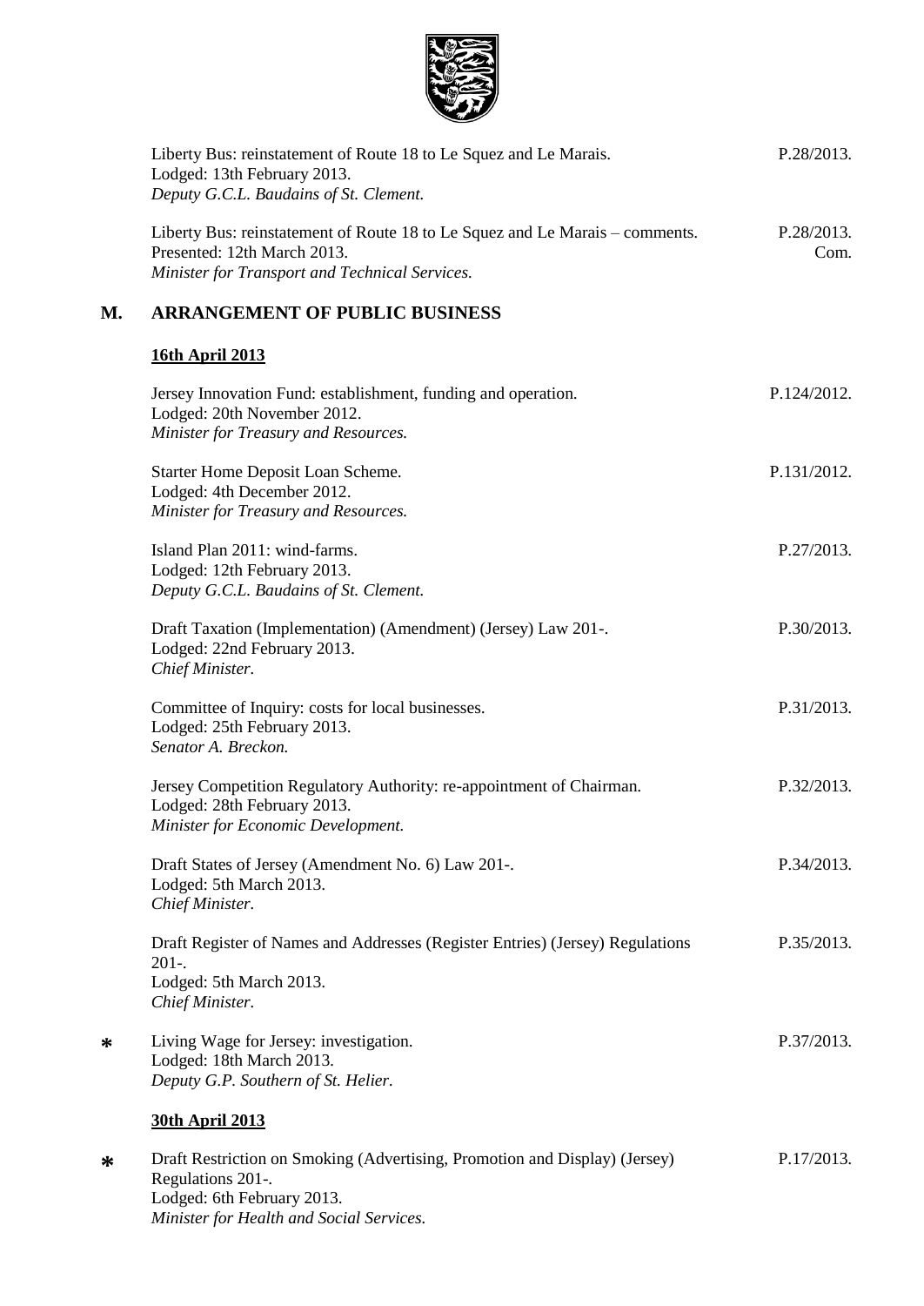Liberty Bus: reinstatement of Route 18 to Le Squez and Le Marais. P.28/2013.
Lodged: 13th February 2013.
*Deputy G.C.L. Baudains of St. Clement.*

Liberty Bus: reinstatement of Route 18 to Le Squez and Le Marais – comments. P.28/2013. Com.
Presented: 12th March 2013.
*Minister for Transport and Technical Services.*

## M. ARRANGEMENT OF PUBLIC BUSINESS

### 16th April 2013

Jersey Innovation Fund: establishment, funding and operation. P.124/2012.
Lodged: 20th November 2012.
*Minister for Treasury and Resources.*

Starter Home Deposit Loan Scheme. P.131/2012.
Lodged: 4th December 2012.
*Minister for Treasury and Resources.*

Island Plan 2011: wind-farms. P.27/2013.
Lodged: 12th February 2013.
*Deputy G.C.L. Baudains of St. Clement.*

Draft Taxation (Implementation) (Amendment) (Jersey) Law 201-. P.30/2013.
Lodged: 22nd February 2013.
*Chief Minister.*

Committee of Inquiry: costs for local businesses. P.31/2013.
Lodged: 25th February 2013.
*Senator A. Breckon.*

Jersey Competition Regulatory Authority: re-appointment of Chairman. P.32/2013.
Lodged: 28th February 2013.
*Minister for Economic Development.*

Draft States of Jersey (Amendment No. 6) Law 201-. P.34/2013.
Lodged: 5th March 2013.
*Chief Minister.*

Draft Register of Names and Addresses (Register Entries) (Jersey) Regulations 201-. P.35/2013.
Lodged: 5th March 2013.
*Chief Minister.*

* Living Wage for Jersey: investigation. P.37/2013.
Lodged: 18th March 2013.
*Deputy G.P. Southern of St. Helier.*

### 30th April 2013

* Draft Restriction on Smoking (Advertising, Promotion and Display) (Jersey) Regulations 201-. P.17/2013.
Lodged: 6th February 2013.
*Minister for Health and Social Services.*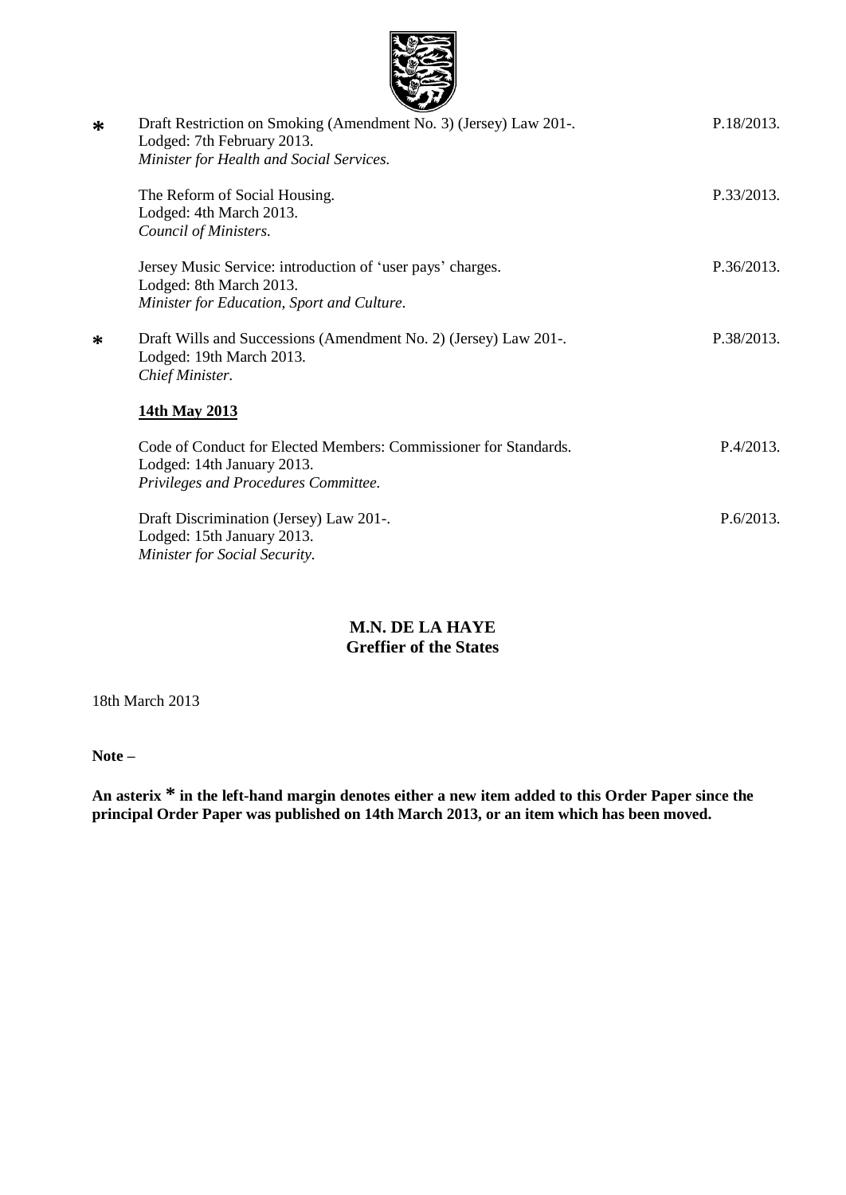\* Draft Restriction on Smoking (Amendment No. 3) (Jersey) Law 201-. P.18/2013.
Lodged: 7th February 2013.
*Minister for Health and Social Services.*

The Reform of Social Housing. P.33/2013.
Lodged: 4th March 2013.
*Council of Ministers.*

Jersey Music Service: introduction of 'user pays' charges. P.36/2013.
Lodged: 8th March 2013.
*Minister for Education, Sport and Culture.*

\* Draft Wills and Successions (Amendment No. 2) (Jersey) Law 201-. P.38/2013.
Lodged: 19th March 2013.
*Chief Minister.*

**14th May 2013**

Code of Conduct for Elected Members: Commissioner for Standards. P.4/2013.
Lodged: 14th January 2013.
*Privileges and Procedures Committee.*

Draft Discrimination (Jersey) Law 201-. P.6/2013.
Lodged: 15th January 2013.
*Minister for Social Security.*

**M.N. DE LA HAYE**
**Greffier of the States**

18th March 2013

**Note –**

**An asterix \* in the left-hand margin denotes either a new item added to this Order Paper since the principal Order Paper was published on 14th March 2013, or an item which has been moved.**